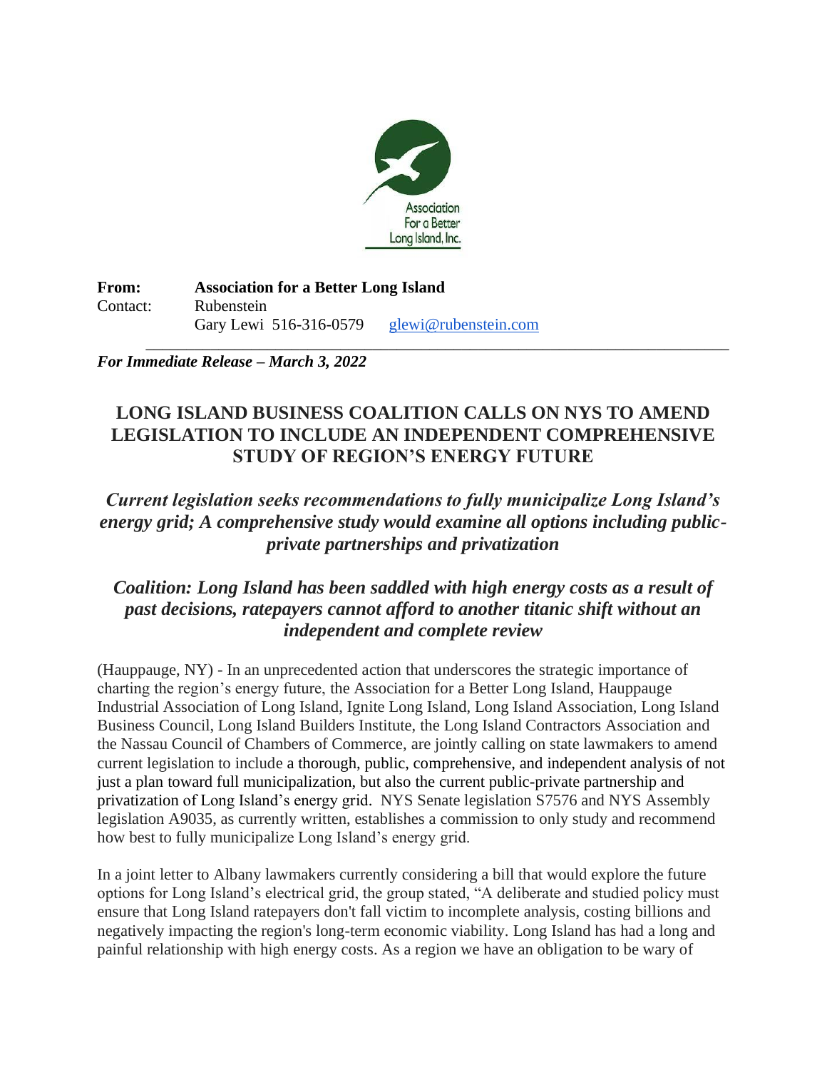Association For a Better Long Island, Inc.

**From:** **Association for a Better Long Island**
Contact: Rubenstein
Gary Lewi 516-316-0579 glewi@rubenstein.com

***For Immediate Release – March 3, 2022***

## LONG ISLAND BUSINESS COALITION CALLS ON NYS TO AMEND LEGISLATION TO INCLUDE AN INDEPENDENT COMPREHENSIVE STUDY OF REGION'S ENERGY FUTURE

### *Current legislation seeks recommendations to fully municipalize Long Island's energy grid; A comprehensive study would examine all options including public-private partnerships and privatization*

### *Coalition: Long Island has been saddled with high energy costs as a result of past decisions, ratepayers cannot afford to another titanic shift without an independent and complete review*

(Hauppauge, NY) - In an unprecedented action that underscores the strategic importance of charting the region's energy future, the Association for a Better Long Island, Hauppauge Industrial Association of Long Island, Ignite Long Island, Long Island Association, Long Island Business Council, Long Island Builders Institute, the Long Island Contractors Association and the Nassau Council of Chambers of Commerce, are jointly calling on state lawmakers to amend current legislation to include a thorough, public, comprehensive, and independent analysis of not just a plan toward full municipalization, but also the current public-private partnership and privatization of Long Island's energy grid. NYS Senate legislation S7576 and NYS Assembly legislation A9035, as currently written, establishes a commission to only study and recommend how best to fully municipalize Long Island's energy grid.

In a joint letter to Albany lawmakers currently considering a bill that would explore the future options for Long Island's electrical grid, the group stated, "A deliberate and studied policy must ensure that Long Island ratepayers don't fall victim to incomplete analysis, costing billions and negatively impacting the region's long-term economic viability. Long Island has had a long and painful relationship with high energy costs. As a region we have an obligation to be wary of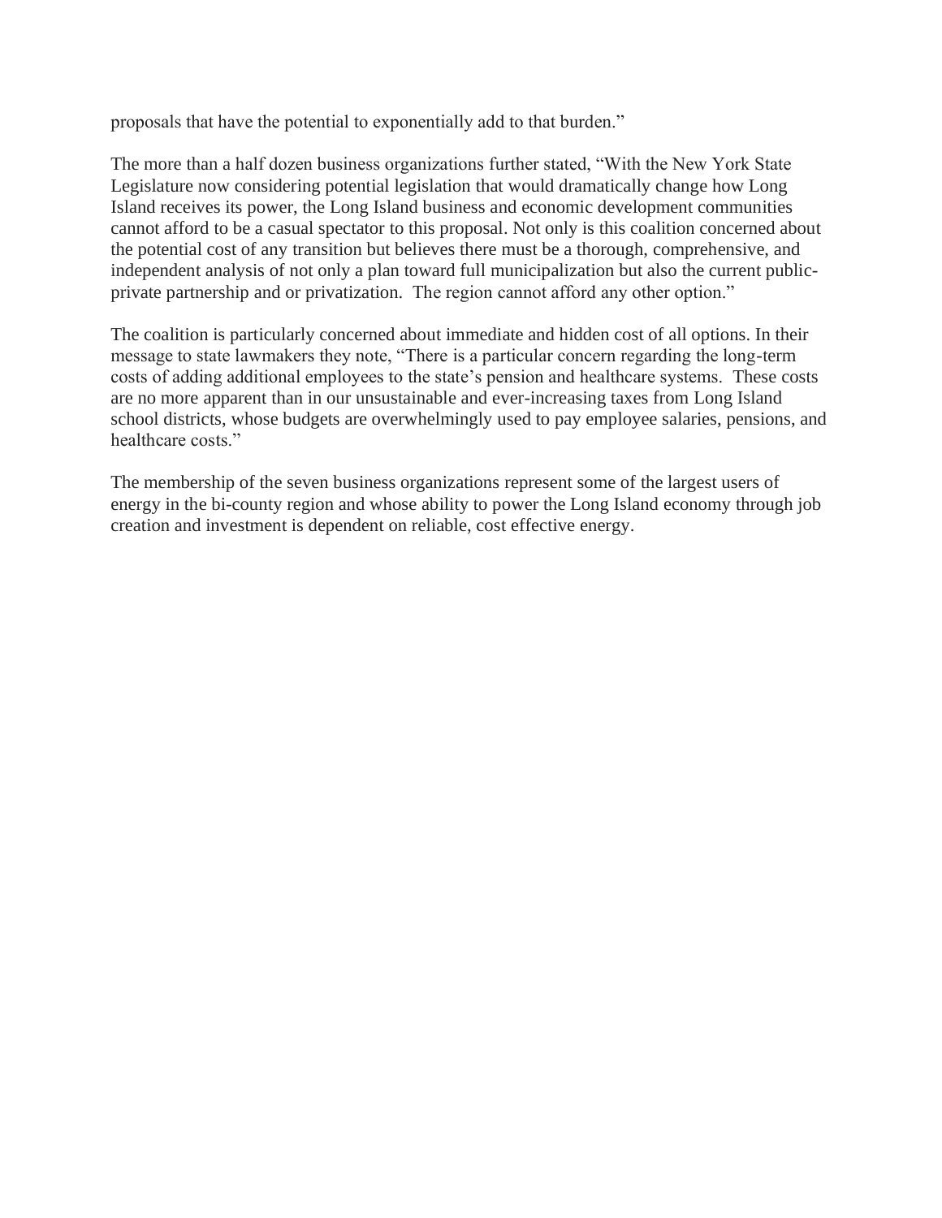proposals that have the potential to exponentially add to that burden."

The more than a half dozen business organizations further stated, "With the New York State Legislature now considering potential legislation that would dramatically change how Long Island receives its power, the Long Island business and economic development communities cannot afford to be a casual spectator to this proposal. Not only is this coalition concerned about the potential cost of any transition but believes there must be a thorough, comprehensive, and independent analysis of not only a plan toward full municipalization but also the current public-private partnership and or privatization. The region cannot afford any other option."

The coalition is particularly concerned about immediate and hidden cost of all options. In their message to state lawmakers they note, "There is a particular concern regarding the long-term costs of adding additional employees to the state's pension and healthcare systems. These costs are no more apparent than in our unsustainable and ever-increasing taxes from Long Island school districts, whose budgets are overwhelmingly used to pay employee salaries, pensions, and healthcare costs."

The membership of the seven business organizations represent some of the largest users of energy in the bi-county region and whose ability to power the Long Island economy through job creation and investment is dependent on reliable, cost effective energy.